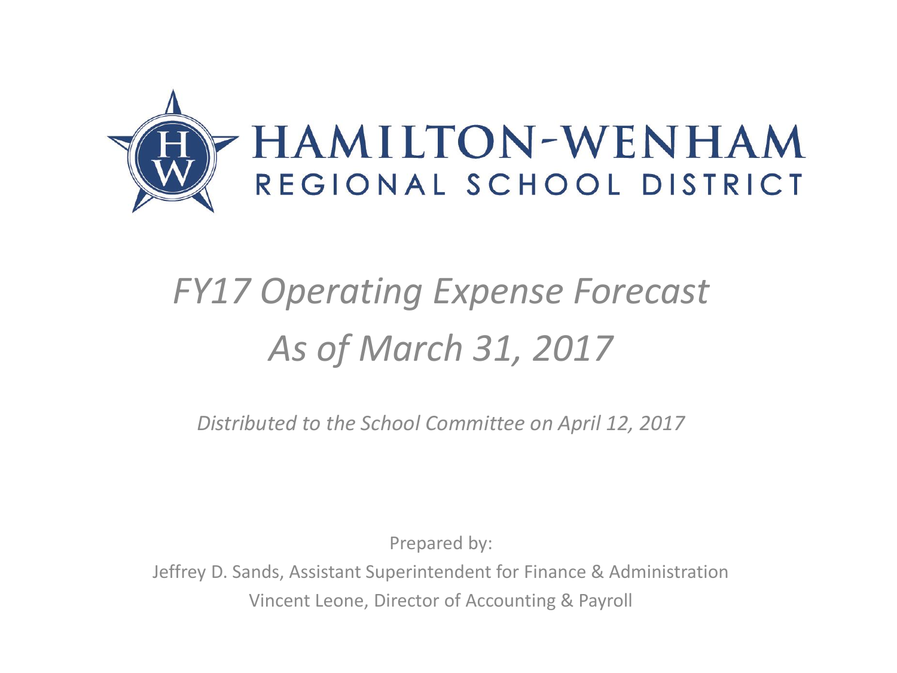# HAMILTON-WENHAM

## REGIONAL SCHOOL DISTRICT

# *FY17 Operating Expense Forecast*
# *As of March 31, 2017*

*Distributed to the School Committee on April 12, 2017*

Prepared by:

Jeffrey D. Sands, Assistant Superintendent for Finance & Administration

Vincent Leone, Director of Accounting & Payroll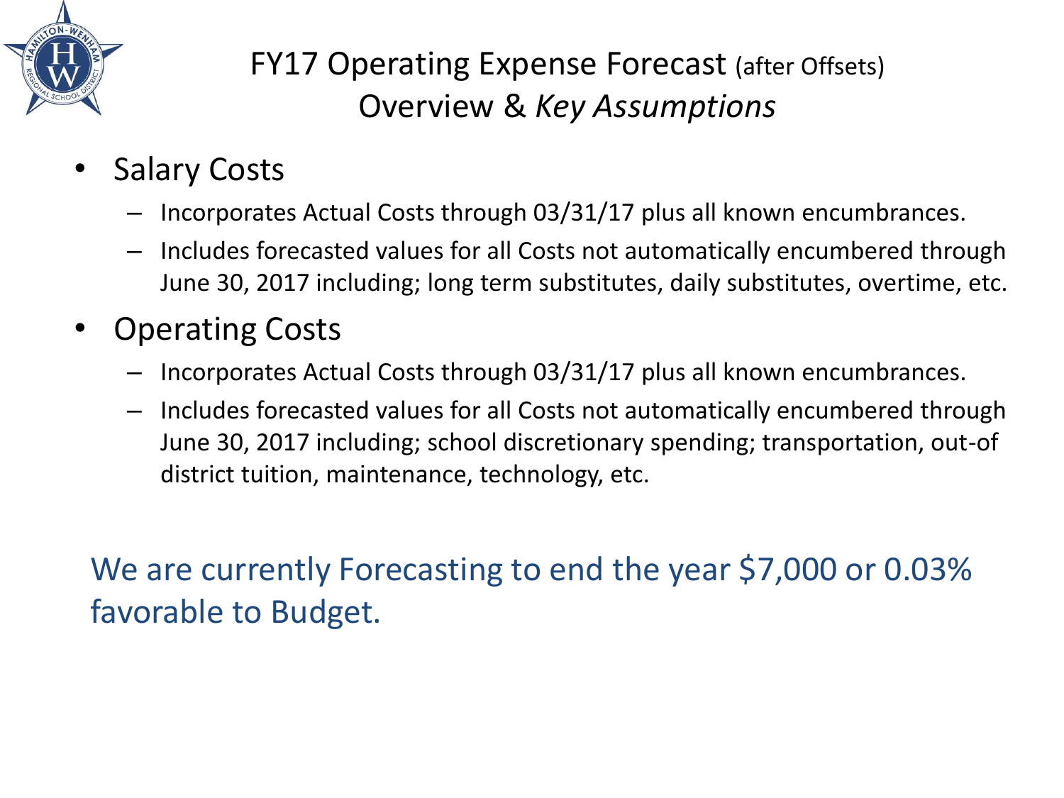# FY17 Operating Expense Forecast (after Offsets)
## Overview & *Key Assumptions*

- Salary Costs
  - Incorporates Actual Costs through 03/31/17 plus all known encumbrances.
  - Includes forecasted values for all Costs not automatically encumbered through June 30, 2017 including; long term substitutes, daily substitutes, overtime, etc.
- Operating Costs
  - Incorporates Actual Costs through 03/31/17 plus all known encumbrances.
  - Includes forecasted values for all Costs not automatically encumbered through June 30, 2017 including; school discretionary spending; transportation, out-of district tuition, maintenance, technology, etc.

We are currently Forecasting to end the year $7,000 or 0.03% favorable to Budget.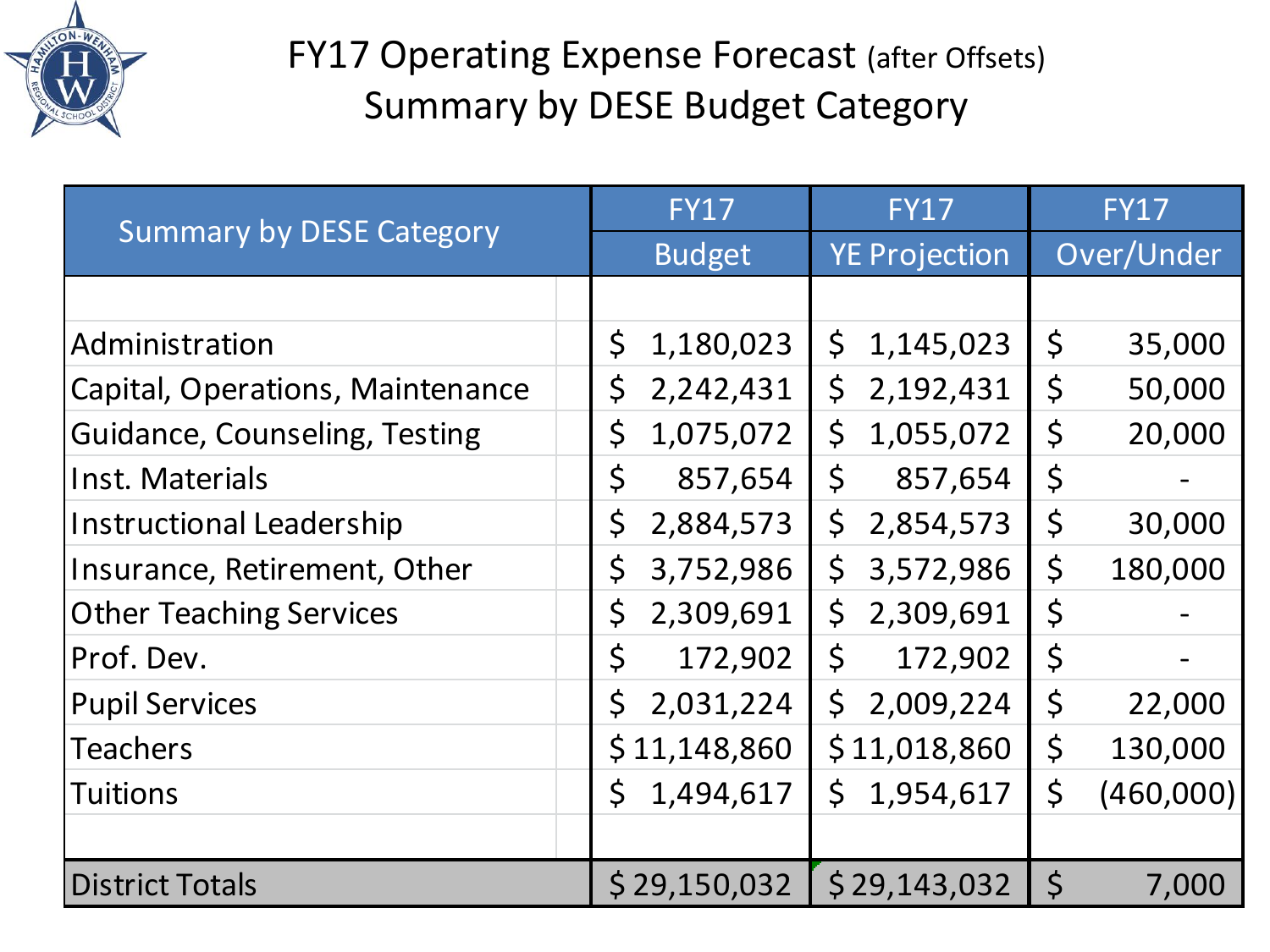# FY17 Operating Expense Forecast (after Offsets)
## Summary by DESE Budget Category

| Summary by DESE Category | FY17 Budget | FY17 YE Projection | FY17 Over/Under |
|---|---|---|---|
| Administration | $ 1,180,023 | $ 1,145,023 | $ 35,000 |
| Capital, Operations, Maintenance | $ 2,242,431 | $ 2,192,431 | $ 50,000 |
| Guidance, Counseling, Testing | $ 1,075,072 | $ 1,055,072 | $ 20,000 |
| Inst. Materials | $ 857,654 | $ 857,654 | $ - |
| Instructional Leadership | $ 2,884,573 | $ 2,854,573 | $ 30,000 |
| Insurance, Retirement, Other | $ 3,752,986 | $ 3,572,986 | $ 180,000 |
| Other Teaching Services | $ 2,309,691 | $ 2,309,691 | $ - |
| Prof. Dev. | $ 172,902 | $ 172,902 | $ - |
| Pupil Services | $ 2,031,224 | $ 2,009,224 | $ 22,000 |
| Teachers | $ 11,148,860 | $ 11,018,860 | $ 130,000 |
| Tuitions | $ 1,494,617 | $ 1,954,617 | $ (460,000) |
| District Totals | $ 29,150,032 | $ 29,143,032 | $ 7,000 |